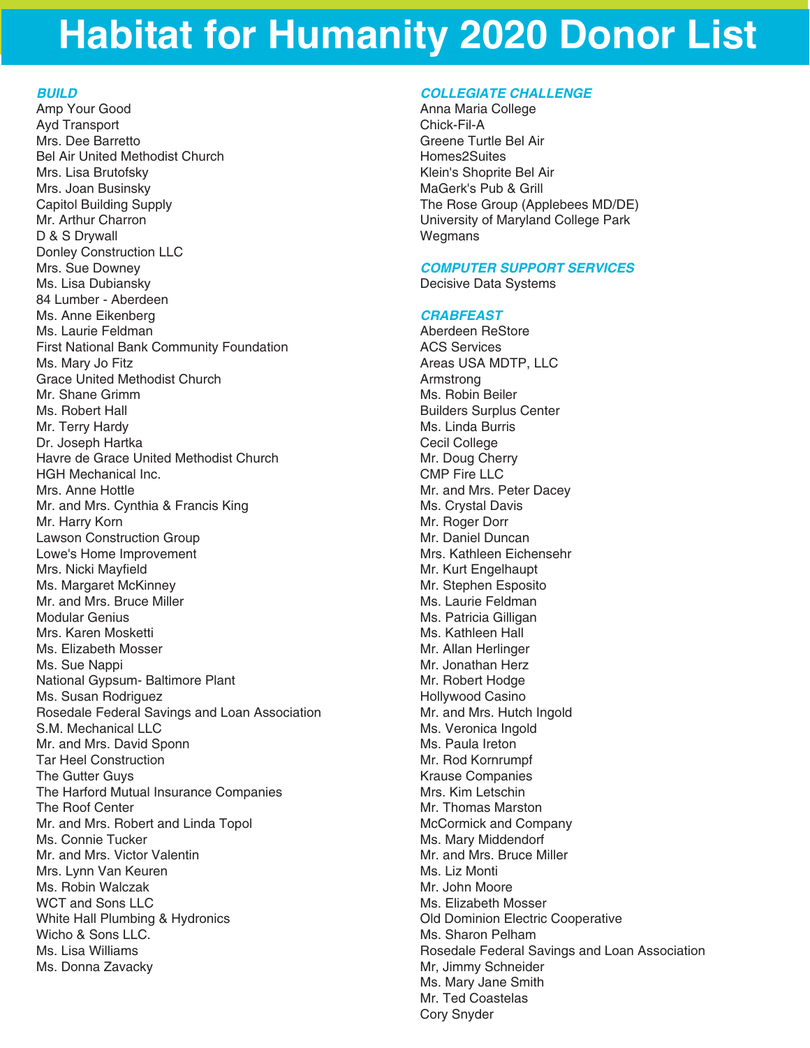# Habitat for Humanity 2020 Donor List

***BUILD***

Amp Your Good
Ayd Transport
Mrs. Dee Barretto
Bel Air United Methodist Church
Mrs. Lisa Brutofsky
Mrs. Joan Businsky
Capitol Building Supply
Mr. Arthur Charron
D & S Drywall
Donley Construction LLC
Mrs. Sue Downey
Ms. Lisa Dubiansky
84 Lumber - Aberdeen
Ms. Anne Eikenberg
Ms. Laurie Feldman
First National Bank Community Foundation
Ms. Mary Jo Fitz
Grace United Methodist Church
Mr. Shane Grimm
Ms. Robert Hall
Mr. Terry Hardy
Dr. Joseph Hartka
Havre de Grace United Methodist Church
HGH Mechanical Inc.
Mrs. Anne Hottle
Mr. and Mrs. Cynthia & Francis King
Mr. Harry Korn
Lawson Construction Group
Lowe's Home Improvement
Mrs. Nicki Mayfield
Ms. Margaret McKinney
Mr. and Mrs. Bruce Miller
Modular Genius
Mrs. Karen Mosketti
Ms. Elizabeth Mosser
Ms. Sue Nappi
National Gypsum- Baltimore Plant
Ms. Susan Rodriguez
Rosedale Federal Savings and Loan Association
S.M. Mechanical LLC
Mr. and Mrs. David Sponn
Tar Heel Construction
The Gutter Guys
The Harford Mutual Insurance Companies
The Roof Center
Mr. and Mrs. Robert and Linda Topol
Ms. Connie Tucker
Mr. and Mrs. Victor Valentin
Mrs. Lynn Van Keuren
Ms. Robin Walczak
WCT and Sons LLC
White Hall Plumbing & Hydronics
Wicho & Sons LLC.
Ms. Lisa Williams
Ms. Donna Zavacky

***COLLEGIATE CHALLENGE***

Anna Maria College
Chick-Fil-A
Greene Turtle Bel Air
Homes2Suites
Klein's Shoprite Bel Air
MaGerk's Pub & Grill
The Rose Group (Applebees MD/DE)
University of Maryland College Park
Wegmans

***COMPUTER SUPPORT SERVICES***

Decisive Data Systems

***CRABFEAST***

Aberdeen ReStore
ACS Services
Areas USA MDTP, LLC
Armstrong
Ms. Robin Beiler
Builders Surplus Center
Ms. Linda Burris
Cecil College
Mr. Doug Cherry
CMP Fire LLC
Mr. and Mrs. Peter Dacey
Ms. Crystal Davis
Mr. Roger Dorr
Mr. Daniel Duncan
Mrs. Kathleen Eichensehr
Mr. Kurt Engelhaupt
Mr. Stephen Esposito
Ms. Laurie Feldman
Ms. Patricia Gilligan
Ms. Kathleen Hall
Mr. Allan Herlinger
Mr. Jonathan Herz
Mr. Robert Hodge
Hollywood Casino
Mr. and Mrs. Hutch Ingold
Ms. Veronica Ingold
Ms. Paula Ireton
Mr. Rod Kornrumpf
Krause Companies
Mrs. Kim Letschin
Mr. Thomas Marston
McCormick and Company
Ms. Mary Middendorf
Mr. and Mrs. Bruce Miller
Ms. Liz Monti
Mr. John Moore
Ms. Elizabeth Mosser
Old Dominion Electric Cooperative
Ms. Sharon Pelham
Rosedale Federal Savings and Loan Association
Mr, Jimmy Schneider
Ms. Mary Jane Smith
Mr. Ted Coastelas
Cory Snyder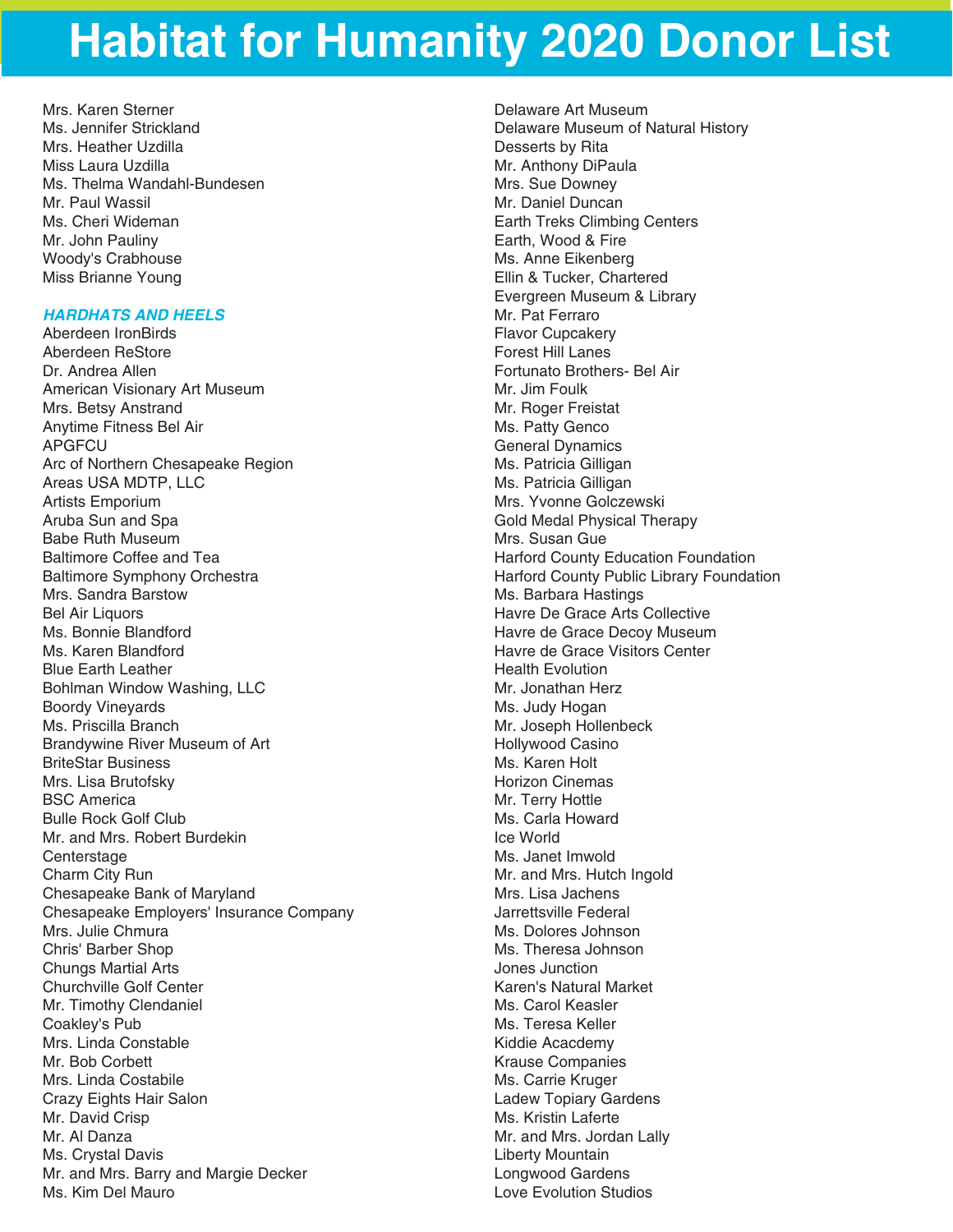# Habitat for Humanity 2020 Donor List

Mrs. Karen Sterner
Ms. Jennifer Strickland
Mrs. Heather Uzdilla
Miss Laura Uzdilla
Ms. Thelma Wandahl-Bundesen
Mr. Paul Wassil
Ms. Cheri Wideman
Mr. John Pauliny
Woody's Crabhouse
Miss Brianne Young

### *HARDHATS AND HEELS*

Aberdeen IronBirds
Aberdeen ReStore
Dr. Andrea Allen
American Visionary Art Museum
Mrs. Betsy Anstrand
Anytime Fitness Bel Air
APGFCU
Arc of Northern Chesapeake Region
Areas USA MDTP, LLC
Artists Emporium
Aruba Sun and Spa
Babe Ruth Museum
Baltimore Coffee and Tea
Baltimore Symphony Orchestra
Mrs. Sandra Barstow
Bel Air Liquors
Ms. Bonnie Blandford
Ms. Karen Blandford
Blue Earth Leather
Bohlman Window Washing, LLC
Boordy Vineyards
Ms. Priscilla Branch
Brandywine River Museum of Art
BriteStar Business
Mrs. Lisa Brutofsky
BSC America
Bulle Rock Golf Club
Mr. and Mrs. Robert Burdekin
Centerstage
Charm City Run
Chesapeake Bank of Maryland
Chesapeake Employers' Insurance Company
Mrs. Julie Chmura
Chris' Barber Shop
Chungs Martial Arts
Churchville Golf Center
Mr. Timothy Clendaniel
Coakley's Pub
Mrs. Linda Constable
Mr. Bob Corbett
Mrs. Linda Costabile
Crazy Eights Hair Salon
Mr. David Crisp
Mr. Al Danza
Ms. Crystal Davis
Mr. and Mrs. Barry and Margie Decker
Ms. Kim Del Mauro
Delaware Art Museum
Delaware Museum of Natural History
Desserts by Rita
Mr. Anthony DiPaula
Mrs. Sue Downey
Mr. Daniel Duncan
Earth Treks Climbing Centers
Earth, Wood & Fire
Ms. Anne Eikenberg
Ellin & Tucker, Chartered
Evergreen Museum & Library
Mr. Pat Ferraro
Flavor Cupcakery
Forest Hill Lanes
Fortunato Brothers- Bel Air
Mr. Jim Foulk
Mr. Roger Freistat
Ms. Patty Genco
General Dynamics
Ms. Patricia Gilligan
Ms. Patricia Gilligan
Mrs. Yvonne Golczewski
Gold Medal Physical Therapy
Mrs. Susan Gue
Harford County Education Foundation
Harford County Public Library Foundation
Ms. Barbara Hastings
Havre De Grace Arts Collective
Havre de Grace Decoy Museum
Havre de Grace Visitors Center
Health Evolution
Mr. Jonathan Herz
Ms. Judy Hogan
Mr. Joseph Hollenbeck
Hollywood Casino
Ms. Karen Holt
Horizon Cinemas
Mr. Terry Hottle
Ms. Carla Howard
Ice World
Ms. Janet Imwold
Mr. and Mrs. Hutch Ingold
Mrs. Lisa Jachens
Jarrettsville Federal
Ms. Dolores Johnson
Ms. Theresa Johnson
Jones Junction
Karen's Natural Market
Ms. Carol Keasler
Ms. Teresa Keller
Kiddie Acacdemy
Krause Companies
Ms. Carrie Kruger
Ladew Topiary Gardens
Ms. Kristin Laferte
Mr. and Mrs. Jordan Lally
Liberty Mountain
Longwood Gardens
Love Evolution Studios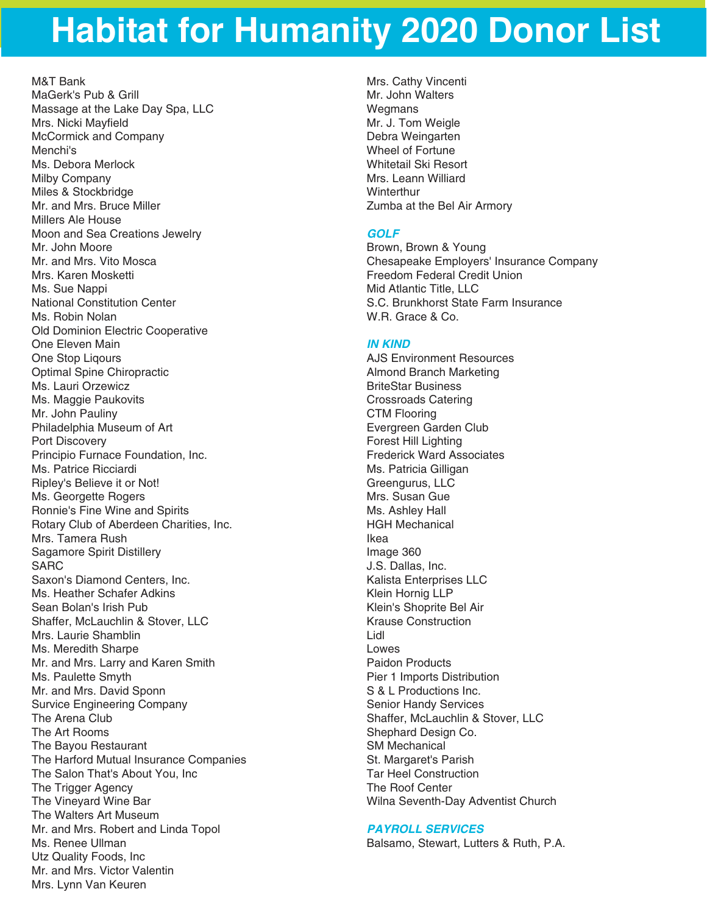# Habitat for Humanity 2020 Donor List

M&T Bank
MaGerk's Pub & Grill
Massage at the Lake Day Spa, LLC
Mrs. Nicki Mayfield
McCormick and Company
Menchi's
Ms. Debora Merlock
Milby Company
Miles & Stockbridge
Mr. and Mrs. Bruce Miller
Millers Ale House
Moon and Sea Creations Jewelry
Mr. John Moore
Mr. and Mrs. Vito Mosca
Mrs. Karen Mosketti
Ms. Sue Nappi
National Constitution Center
Ms. Robin Nolan
Old Dominion Electric Cooperative
One Eleven Main
One Stop Liqours
Optimal Spine Chiropractic
Ms. Lauri Orzewicz
Ms. Maggie Paukovits
Mr. John Pauliny
Philadelphia Museum of Art
Port Discovery
Principio Furnace Foundation, Inc.
Ms. Patrice Ricciardi
Ripley's Believe it or Not!
Ms. Georgette Rogers
Ronnie's Fine Wine and Spirits
Rotary Club of Aberdeen Charities, Inc.
Mrs. Tamera Rush
Sagamore Spirit Distillery
SARC
Saxon's Diamond Centers, Inc.
Ms. Heather Schafer Adkins
Sean Bolan's Irish Pub
Shaffer, McLauchlin & Stover, LLC
Mrs. Laurie Shamblin
Ms. Meredith Sharpe
Mr. and Mrs. Larry and Karen Smith
Ms. Paulette Smyth
Mr. and Mrs. David Sponn
Survice Engineering Company
The Arena Club
The Art Rooms
The Bayou Restaurant
The Harford Mutual Insurance Companies
The Salon That's About You, Inc
The Trigger Agency
The Vineyard Wine Bar
The Walters Art Museum
Mr. and Mrs. Robert and Linda Topol
Ms. Renee Ullman
Utz Quality Foods, Inc
Mr. and Mrs. Victor Valentin
Mrs. Lynn Van Keuren
Mrs. Cathy Vincenti
Mr. John Walters
Wegmans
Mr. J. Tom Weigle
Debra Weingarten
Wheel of Fortune
Whitetail Ski Resort
Mrs. Leann Williard
Winterthur
Zumba at the Bel Air Armory

### *GOLF*

Brown, Brown & Young
Chesapeake Employers' Insurance Company
Freedom Federal Credit Union
Mid Atlantic Title, LLC
S.C. Brunkhorst State Farm Insurance
W.R. Grace & Co.

### *IN KIND*

AJS Environment Resources
Almond Branch Marketing
BriteStar Business
Crossroads Catering
CTM Flooring
Evergreen Garden Club
Forest Hill Lighting
Frederick Ward Associates
Ms. Patricia Gilligan
Greengurus, LLC
Mrs. Susan Gue
Ms. Ashley Hall
HGH Mechanical
Ikea
Image 360
J.S. Dallas, Inc.
Kalista Enterprises LLC
Klein Hornig LLP
Klein's Shoprite Bel Air
Krause Construction
Lidl
Lowes
Paidon Products
Pier 1 Imports Distribution
S & L Productions Inc.
Senior Handy Services
Shaffer, McLauchlin & Stover, LLC
Shephard Design Co.
SM Mechanical
St. Margaret's Parish
Tar Heel Construction
The Roof Center
Wilna Seventh-Day Adventist Church

### *PAYROLL SERVICES*

Balsamo, Stewart, Lutters & Ruth, P.A.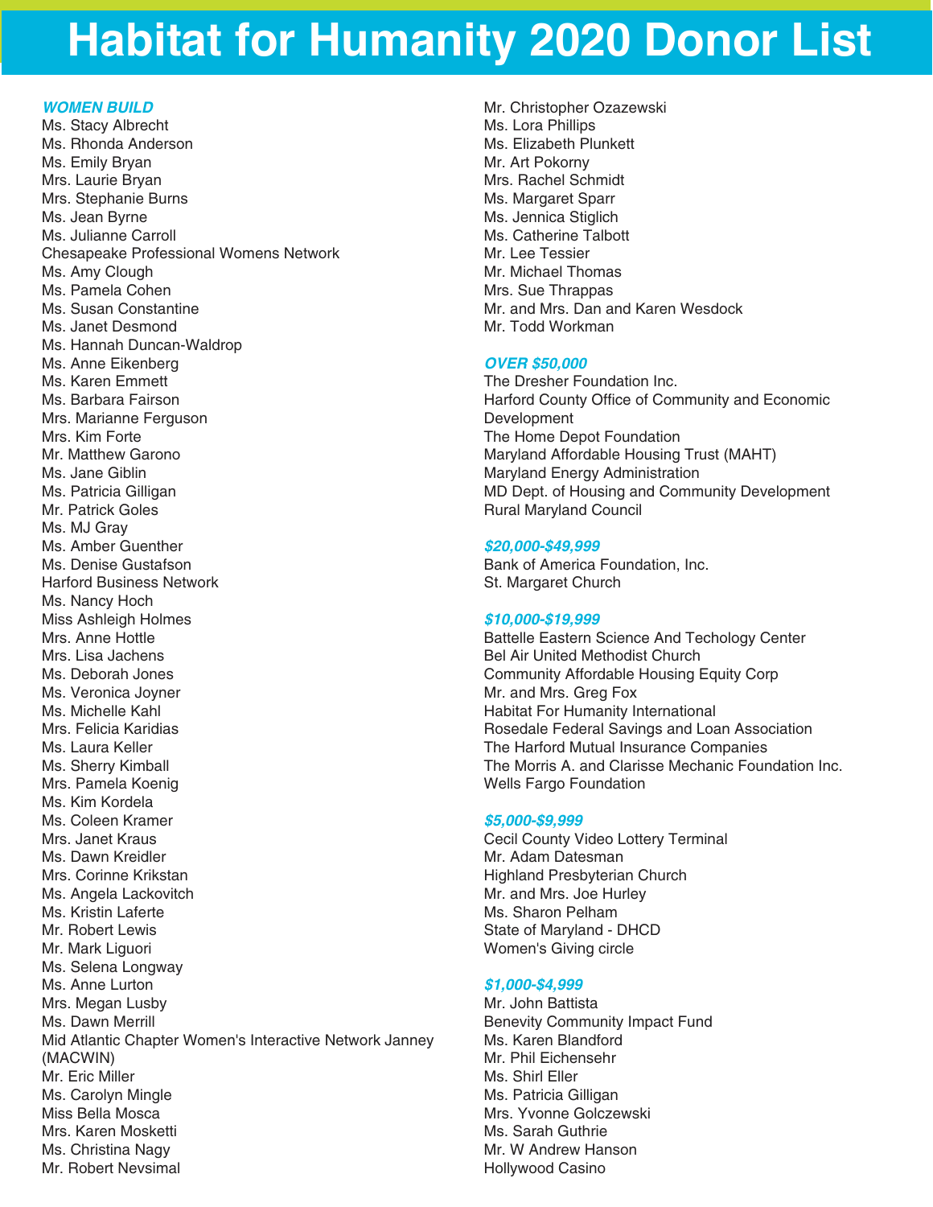# Habitat for Humanity 2020 Donor List

***WOMEN BUILD***

Ms. Stacy Albrecht
Ms. Rhonda Anderson
Ms. Emily Bryan
Mrs. Laurie Bryan
Mrs. Stephanie Burns
Ms. Jean Byrne
Ms. Julianne Carroll
Chesapeake Professional Womens Network
Ms. Amy Clough
Ms. Pamela Cohen
Ms. Susan Constantine
Ms. Janet Desmond
Ms. Hannah Duncan-Waldrop
Ms. Anne Eikenberg
Ms. Karen Emmett
Ms. Barbara Fairson
Mrs. Marianne Ferguson
Mrs. Kim Forte
Mr. Matthew Garono
Ms. Jane Giblin
Ms. Patricia Gilligan
Mr. Patrick Goles
Ms. MJ Gray
Ms. Amber Guenther
Ms. Denise Gustafson
Harford Business Network
Ms. Nancy Hoch
Miss Ashleigh Holmes
Mrs. Anne Hottle
Mrs. Lisa Jachens
Ms. Deborah Jones
Ms. Veronica Joyner
Ms. Michelle Kahl
Mrs. Felicia Karidias
Ms. Laura Keller
Ms. Sherry Kimball
Mrs. Pamela Koenig
Ms. Kim Kordela
Ms. Coleen Kramer
Mrs. Janet Kraus
Ms. Dawn Kreidler
Mrs. Corinne Krikstan
Ms. Angela Lackovitch
Ms. Kristin Laferte
Mr. Robert Lewis
Mr. Mark Liguori
Ms. Selena Longway
Ms. Anne Lurton
Mrs. Megan Lusby
Ms. Dawn Merrill
Mid Atlantic Chapter Women's Interactive Network Janney (MACWIN)
Mr. Eric Miller
Ms. Carolyn Mingle
Miss Bella Mosca
Mrs. Karen Mosketti
Ms. Christina Nagy
Mr. Robert Nevsimal
Mr. Christopher Ozazewski
Ms. Lora Phillips
Ms. Elizabeth Plunkett
Mr. Art Pokorny
Mrs. Rachel Schmidt
Ms. Margaret Sparr
Ms. Jennica Stiglich
Ms. Catherine Talbott
Mr. Lee Tessier
Mr. Michael Thomas
Mrs. Sue Thrappas
Mr. and Mrs. Dan and Karen Wesdock
Mr. Todd Workman

***OVER $50,000***

The Dresher Foundation Inc.
Harford County Office of Community and Economic Development
The Home Depot Foundation
Maryland Affordable Housing Trust (MAHT)
Maryland Energy Administration
MD Dept. of Housing and Community Development
Rural Maryland Council

***$20,000-$49,999***

Bank of America Foundation, Inc.
St. Margaret Church

***$10,000-$19,999***

Battelle Eastern Science And Techology Center
Bel Air United Methodist Church
Community Affordable Housing Equity Corp
Mr. and Mrs. Greg Fox
Habitat For Humanity International
Rosedale Federal Savings and Loan Association
The Harford Mutual Insurance Companies
The Morris A. and Clarisse Mechanic Foundation Inc.
Wells Fargo Foundation

***$5,000-$9,999***

Cecil County Video Lottery Terminal
Mr. Adam Datesman
Highland Presbyterian Church
Mr. and Mrs. Joe Hurley
Ms. Sharon Pelham
State of Maryland - DHCD
Women's Giving circle

***$1,000-$4,999***

Mr. John Battista
Benevity Community Impact Fund
Ms. Karen Blandford
Mr. Phil Eichensehr
Ms. Shirl Eller
Ms. Patricia Gilligan
Mrs. Yvonne Golczewski
Ms. Sarah Guthrie
Mr. W Andrew Hanson
Hollywood Casino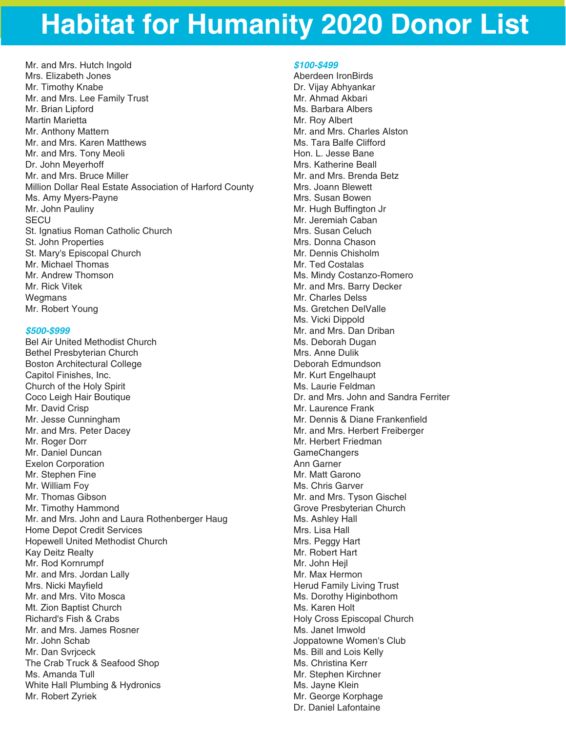# Habitat for Humanity 2020 Donor List

Mr. and Mrs. Hutch Ingold
Mrs. Elizabeth Jones
Mr. Timothy Knabe
Mr. and Mrs. Lee Family Trust
Mr. Brian Lipford
Martin Marietta
Mr. Anthony Mattern
Mr. and Mrs. Karen Matthews
Mr. and Mrs. Tony Meoli
Dr. John Meyerhoff
Mr. and Mrs. Bruce Miller
Million Dollar Real Estate Association of Harford County
Ms. Amy Myers-Payne
Mr. John Pauliny
SECU
St. Ignatius Roman Catholic Church
St. John Properties
St. Mary's Episcopal Church
Mr. Michael Thomas
Mr. Andrew Thomson
Mr. Rick Vitek
Wegmans
Mr. Robert Young

### *$500-$999*

Bel Air United Methodist Church
Bethel Presbyterian Church
Boston Architectural College
Capitol Finishes, Inc.
Church of the Holy Spirit
Coco Leigh Hair Boutique
Mr. David Crisp
Mr. Jesse Cunningham
Mr. and Mrs. Peter Dacey
Mr. Roger Dorr
Mr. Daniel Duncan
Exelon Corporation
Mr. Stephen Fine
Mr. William Foy
Mr. Thomas Gibson
Mr. Timothy Hammond
Mr. and Mrs. John and Laura Rothenberger Haug
Home Depot Credit Services
Hopewell United Methodist Church
Kay Deitz Realty
Mr. Rod Kornrumpf
Mr. and Mrs. Jordan Lally
Mrs. Nicki Mayfield
Mr. and Mrs. Vito Mosca
Mt. Zion Baptist Church
Richard's Fish & Crabs
Mr. and Mrs. James Rosner
Mr. John Schab
Mr. Dan Svrjceck
The Crab Truck & Seafood Shop
Ms. Amanda Tull
White Hall Plumbing & Hydronics
Mr. Robert Zyriek

### *$100-$499*

Aberdeen IronBirds
Dr. Vijay Abhyankar
Mr. Ahmad Akbari
Ms. Barbara Albers
Mr. Roy Albert
Mr. and Mrs. Charles Alston
Ms. Tara Balfe Clifford
Hon. L. Jesse Bane
Mrs. Katherine Beall
Mr. and Mrs. Brenda Betz
Mrs. Joann Blewett
Mrs. Susan Bowen
Mr. Hugh Buffington Jr
Mr. Jeremiah Caban
Mrs. Susan Celuch
Mrs. Donna Chason
Mr. Dennis Chisholm
Mr. Ted Costalas
Ms. Mindy Costanzo-Romero
Mr. and Mrs. Barry Decker
Mr. Charles Delss
Ms. Gretchen DelValle
Ms. Vicki Dippold
Mr. and Mrs. Dan Driban
Ms. Deborah Dugan
Mrs. Anne Dulik
Deborah Edmundson
Mr. Kurt Engelhaupt
Ms. Laurie Feldman
Dr. and Mrs. John and Sandra Ferriter
Mr. Laurence Frank
Mr. Dennis & Diane Frankenfield
Mr. and Mrs. Herbert Freiberger
Mr. Herbert Friedman
GameChangers
Ann Garner
Mr. Matt Garono
Ms. Chris Garver
Mr. and Mrs. Tyson Gischel
Grove Presbyterian Church
Ms. Ashley Hall
Mrs. Lisa Hall
Mrs. Peggy Hart
Mr. Robert Hart
Mr. John Hejl
Mr. Max Hermon
Herud Family Living Trust
Ms. Dorothy Higinbothom
Ms. Karen Holt
Holy Cross Episcopal Church
Ms. Janet Imwold
Joppatowne Women's Club
Ms. Bill and Lois Kelly
Ms. Christina Kerr
Mr. Stephen Kirchner
Ms. Jayne Klein
Mr. George Korphage
Dr. Daniel Lafontaine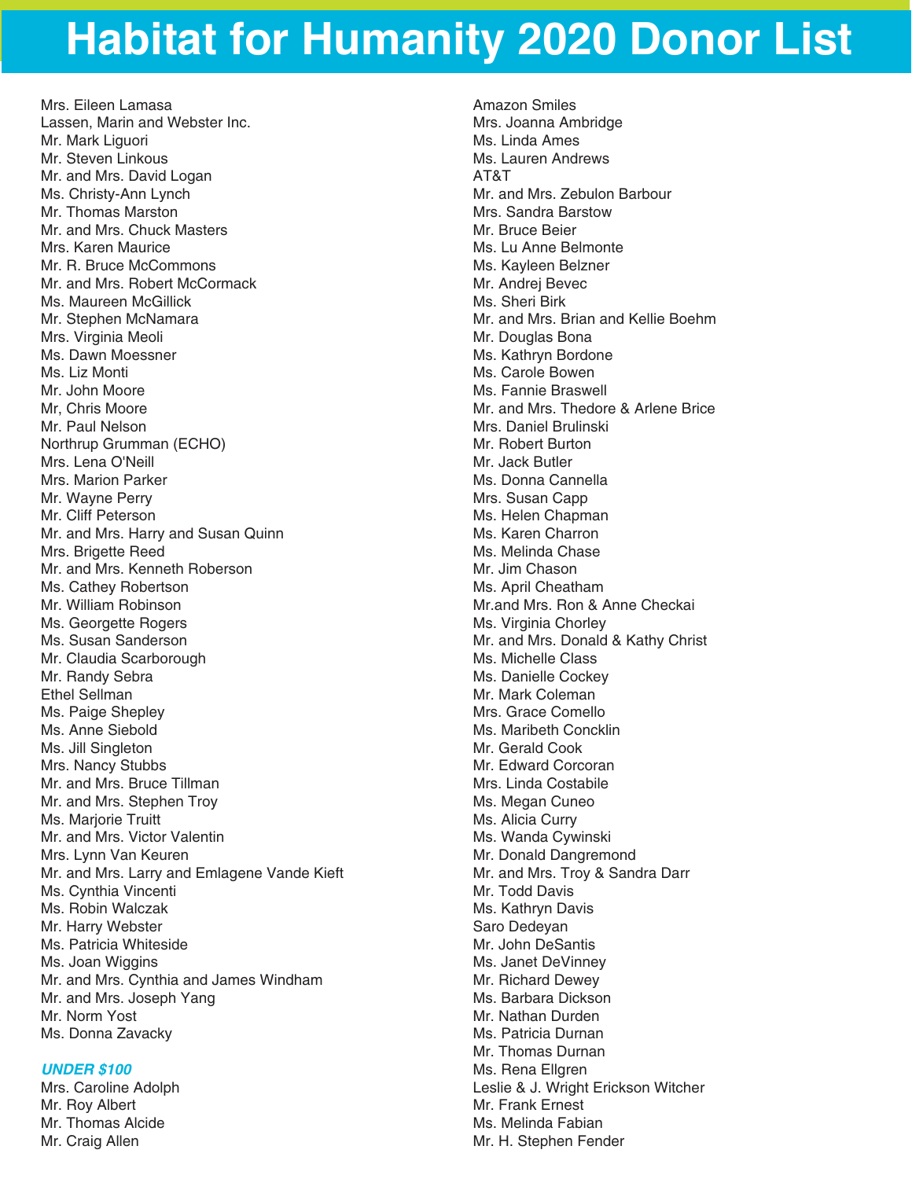# Habitat for Humanity 2020 Donor List

Mrs. Eileen Lamasa
Lassen, Marin and Webster Inc.
Mr. Mark Liguori
Mr. Steven Linkous
Mr. and Mrs. David Logan
Ms. Christy-Ann Lynch
Mr. Thomas Marston
Mr. and Mrs. Chuck Masters
Mrs. Karen Maurice
Mr. R. Bruce McCommons
Mr. and Mrs. Robert McCormack
Ms. Maureen McGillick
Mr. Stephen McNamara
Mrs. Virginia Meoli
Ms. Dawn Moessner
Ms. Liz Monti
Mr. John Moore
Mr, Chris Moore
Mr. Paul Nelson
Northrup Grumman (ECHO)
Mrs. Lena O'Neill
Mrs. Marion Parker
Mr. Wayne Perry
Mr. Cliff Peterson
Mr. and Mrs. Harry and Susan Quinn
Mrs. Brigette Reed
Mr. and Mrs. Kenneth Roberson
Ms. Cathey Robertson
Mr. William Robinson
Ms. Georgette Rogers
Ms. Susan Sanderson
Mr. Claudia Scarborough
Mr. Randy Sebra
Ethel Sellman
Ms. Paige Shepley
Ms. Anne Siebold
Ms. Jill Singleton
Mrs. Nancy Stubbs
Mr. and Mrs. Bruce Tillman
Mr. and Mrs. Stephen Troy
Ms. Marjorie Truitt
Mr. and Mrs. Victor Valentin
Mrs. Lynn Van Keuren
Mr. and Mrs. Larry and Emlagene Vande Kieft
Ms. Cynthia Vincenti
Ms. Robin Walczak
Mr. Harry Webster
Ms. Patricia Whiteside
Ms. Joan Wiggins
Mr. and Mrs. Cynthia and James Windham
Mr. and Mrs. Joseph Yang
Mr. Norm Yost
Ms. Donna Zavacky

### *UNDER $100*

Mrs. Caroline Adolph
Mr. Roy Albert
Mr. Thomas Alcide
Mr. Craig Allen
Amazon Smiles
Mrs. Joanna Ambridge
Ms. Linda Ames
Ms. Lauren Andrews
AT&T
Mr. and Mrs. Zebulon Barbour
Mrs. Sandra Barstow
Mr. Bruce Beier
Ms. Lu Anne Belmonte
Ms. Kayleen Belzner
Mr. Andrej Bevec
Ms. Sheri Birk
Mr. and Mrs. Brian and Kellie Boehm
Mr. Douglas Bona
Ms. Kathryn Bordone
Ms. Carole Bowen
Ms. Fannie Braswell
Mr. and Mrs. Thedore & Arlene Brice
Mrs. Daniel Brulinski
Mr. Robert Burton
Mr. Jack Butler
Ms. Donna Cannella
Mrs. Susan Capp
Ms. Helen Chapman
Ms. Karen Charron
Ms. Melinda Chase
Mr. Jim Chason
Ms. April Cheatham
Mr.and Mrs. Ron & Anne Checkai
Ms. Virginia Chorley
Mr. and Mrs. Donald & Kathy Christ
Ms. Michelle Class
Ms. Danielle Cockey
Mr. Mark Coleman
Mrs. Grace Comello
Ms. Maribeth Concklin
Mr. Gerald Cook
Mr. Edward Corcoran
Mrs. Linda Costabile
Ms. Megan Cuneo
Ms. Alicia Curry
Ms. Wanda Cywinski
Mr. Donald Dangremond
Mr. and Mrs. Troy & Sandra Darr
Mr. Todd Davis
Ms. Kathryn Davis
Saro Dedeyan
Mr. John DeSantis
Ms. Janet DeVinney
Mr. Richard Dewey
Ms. Barbara Dickson
Mr. Nathan Durden
Ms. Patricia Durnan
Mr. Thomas Durnan
Ms. Rena Ellgren
Leslie & J. Wright Erickson Witcher
Mr. Frank Ernest
Ms. Melinda Fabian
Mr. H. Stephen Fender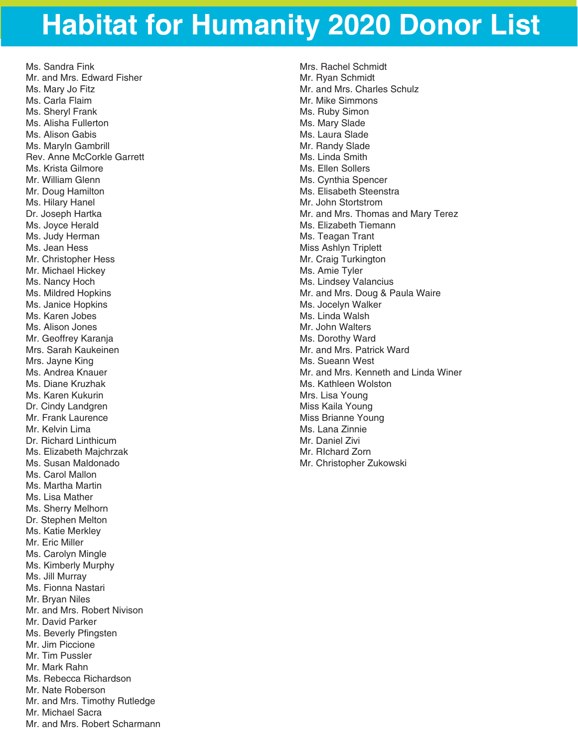# Habitat for Humanity 2020 Donor List

Ms. Sandra Fink
Mr. and Mrs. Edward Fisher
Ms. Mary Jo Fitz
Ms. Carla Flaim
Ms. Sheryl Frank
Ms. Alisha Fullerton
Ms. Alison Gabis
Ms. Maryln Gambrill
Rev. Anne McCorkle Garrett
Ms. Krista Gilmore
Mr. William Glenn
Mr. Doug Hamilton
Ms. Hilary Hanel
Dr. Joseph Hartka
Ms. Joyce Herald
Ms. Judy Herman
Ms. Jean Hess
Mr. Christopher Hess
Mr. Michael Hickey
Ms. Nancy Hoch
Ms. Mildred Hopkins
Ms. Janice Hopkins
Ms. Karen Jobes
Ms. Alison Jones
Mr. Geoffrey Karanja
Mrs. Sarah Kaukeinen
Mrs. Jayne King
Ms. Andrea Knauer
Ms. Diane Kruzhak
Ms. Karen Kukurin
Dr. Cindy Landgren
Mr. Frank Laurence
Mr. Kelvin Lima
Dr. Richard Linthicum
Ms. Elizabeth Majchrzak
Ms. Susan Maldonado
Ms. Carol Mallon
Ms. Martha Martin
Ms. Lisa Mather
Ms. Sherry Melhorn
Dr. Stephen Melton
Ms. Katie Merkley
Mr. Eric Miller
Ms. Carolyn Mingle
Ms. Kimberly Murphy
Ms. Jill Murray
Ms. Fionna Nastari
Mr. Bryan Niles
Mr. and Mrs. Robert Nivison
Mr. David Parker
Ms. Beverly Pfingsten
Mr. Jim Piccione
Mr. Tim Pussler
Mr. Mark Rahn
Ms. Rebecca Richardson
Mr. Nate Roberson
Mr. and Mrs. Timothy Rutledge
Mr. Michael Sacra
Mr. and Mrs. Robert Scharmann
Mrs. Rachel Schmidt
Mr. Ryan Schmidt
Mr. and Mrs. Charles Schulz
Mr. Mike Simmons
Ms. Ruby Simon
Ms. Mary Slade
Ms. Laura Slade
Mr. Randy Slade
Ms. Linda Smith
Ms. Ellen Sollers
Ms. Cynthia Spencer
Ms. Elisabeth Steenstra
Mr. John Stortstrom
Mr. and Mrs. Thomas and Mary Terez
Ms. Elizabeth Tiemann
Ms. Teagan Trant
Miss Ashlyn Triplett
Mr. Craig Turkington
Ms. Amie Tyler
Ms. Lindsey Valancius
Mr. and Mrs. Doug & Paula Waire
Ms. Jocelyn Walker
Ms. Linda Walsh
Mr. John Walters
Ms. Dorothy Ward
Mr. and Mrs. Patrick Ward
Ms. Sueann West
Mr. and Mrs. Kenneth and Linda Winer
Ms. Kathleen Wolston
Mrs. Lisa Young
Miss Kaila Young
Miss Brianne Young
Ms. Lana Zinnie
Mr. Daniel Zivi
Mr. RIchard Zorn
Mr. Christopher Zukowski